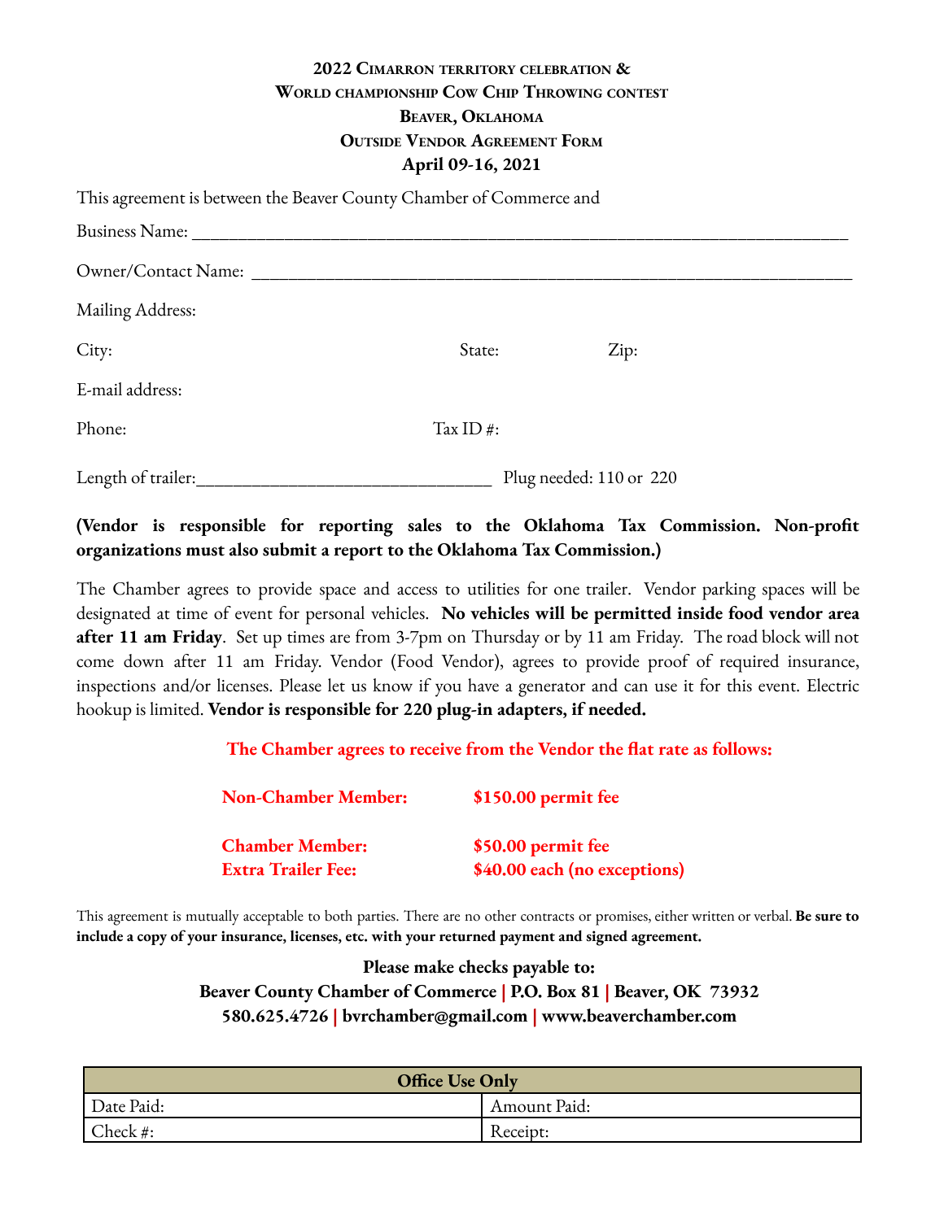**2022 CIMARRON TERRITORY CELEBRATION &**
**WORLD CHAMPIONSHIP COW CHIP THROWING CONTEST**
**BEAVER, OKLAHOMA**
**OUTSIDE VENDOR AGREEMENT FORM**
**April 09-16, 2021**

This agreement is between the Beaver County Chamber of Commerce and

Business Name: ___________________________________________________________________________

Owner/Contact Name: ______________________________________________________________________

Mailing Address:

City: State: Zip:

E-mail address:

Phone: Tax ID #:

Length of trailer:________________________________ Plug needed: 110 or 220

**(Vendor is responsible for reporting sales to the Oklahoma Tax Commission. Non-profit organizations must also submit a report to the Oklahoma Tax Commission.)**

The Chamber agrees to provide space and access to utilities for one trailer. Vendor parking spaces will be designated at time of event for personal vehicles. **No vehicles will be permitted inside food vendor area after 11 am Friday**. Set up times are from 3-7pm on Thursday or by 11 am Friday. The road block will not come down after 11 am Friday. Vendor (Food Vendor), agrees to provide proof of required insurance, inspections and/or licenses. Please let us know if you have a generator and can use it for this event. Electric hookup is limited. **Vendor is responsible for 220 plug-in adapters, if needed.**

**The Chamber agrees to receive from the Vendor the flat rate as follows:**

**Non-Chamber Member:** **$150.00 permit fee**

**Chamber Member:** **$50.00 permit fee**
**Extra Trailer Fee:** **$40.00 each (no exceptions)**

This agreement is mutually acceptable to both parties. There are no other contracts or promises, either written or verbal. **Be sure to include a copy of your insurance, licenses, etc. with your returned payment and signed agreement.**

**Please make checks payable to:**
**Beaver County Chamber of Commerce | P.O. Box 81 | Beaver, OK 73932**
**580.625.4726 | bvrchamber@gmail.com | www.beaverchamber.com**

| **Office Use Only** | |
|---|---|
| Date Paid: | Amount Paid: |
| Check #: | Receipt: |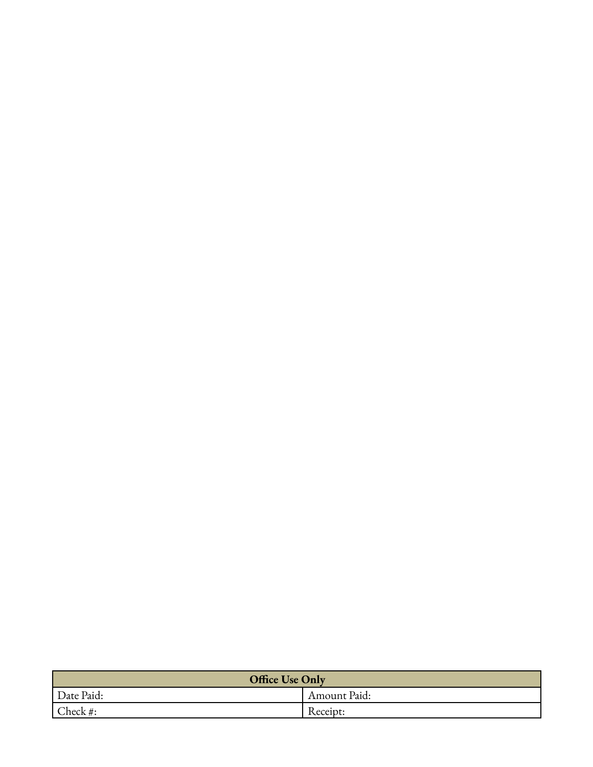| Office Use Only | |
|---|---|
| Date Paid: | Amount Paid: |
| Check #: | Receipt: |